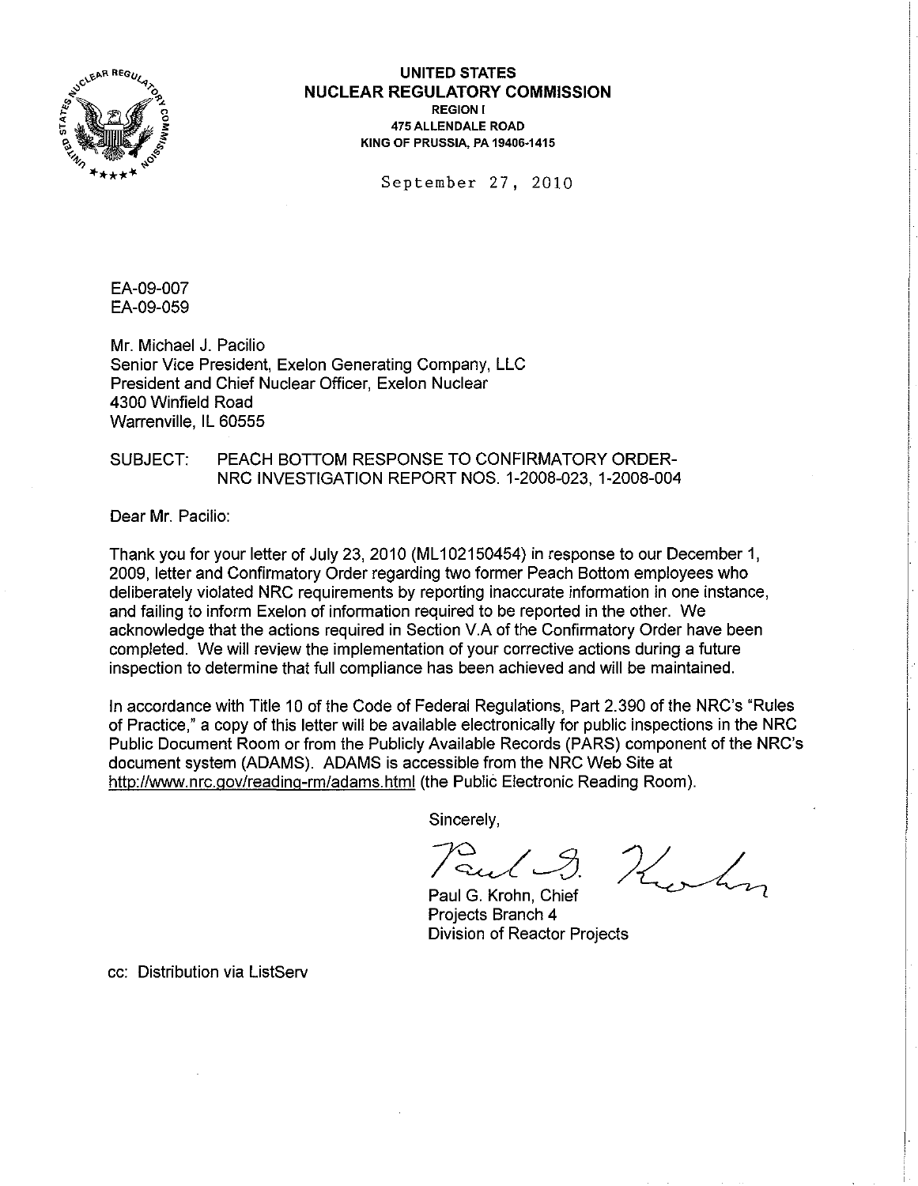**UNITED STATES**
**NUCLEAR REGULATORY COMMISSION**
**REGION I**
**475 ALLENDALE ROAD**
**KING OF PRUSSIA, PA 19406-1415**

September 27, 2010

EA-09-007
EA-09-059

Mr. Michael J. Pacilio
Senior Vice President, Exelon Generating Company, LLC
President and Chief Nuclear Officer, Exelon Nuclear
4300 Winfield Road
Warrenville, IL 60555

SUBJECT: PEACH BOTTOM RESPONSE TO CONFIRMATORY ORDER- NRC INVESTIGATION REPORT NOS. 1-2008-023, 1-2008-004

Dear Mr. Pacilio:

Thank you for your letter of July 23, 2010 (ML102150454) in response to our December 1, 2009, letter and Confirmatory Order regarding two former Peach Bottom employees who deliberately violated NRC requirements by reporting inaccurate information in one instance, and failing to inform Exelon of information required to be reported in the other. We acknowledge that the actions required in Section V.A of the Confirmatory Order have been completed. We will review the implementation of your corrective actions during a future inspection to determine that full compliance has been achieved and will be maintained.

In accordance with Title 10 of the Code of Federal Regulations, Part 2.390 of the NRC's "Rules of Practice," a copy of this letter will be available electronically for public inspections in the NRC Public Document Room or from the Publicly Available Records (PARS) component of the NRC's document system (ADAMS). ADAMS is accessible from the NRC Web Site at http://www.nrc.gov/reading-rm/adams.html (the Public Electronic Reading Room).

Sincerely,

Paul G. Krohn, Chief
Projects Branch 4
Division of Reactor Projects

cc: Distribution via ListServ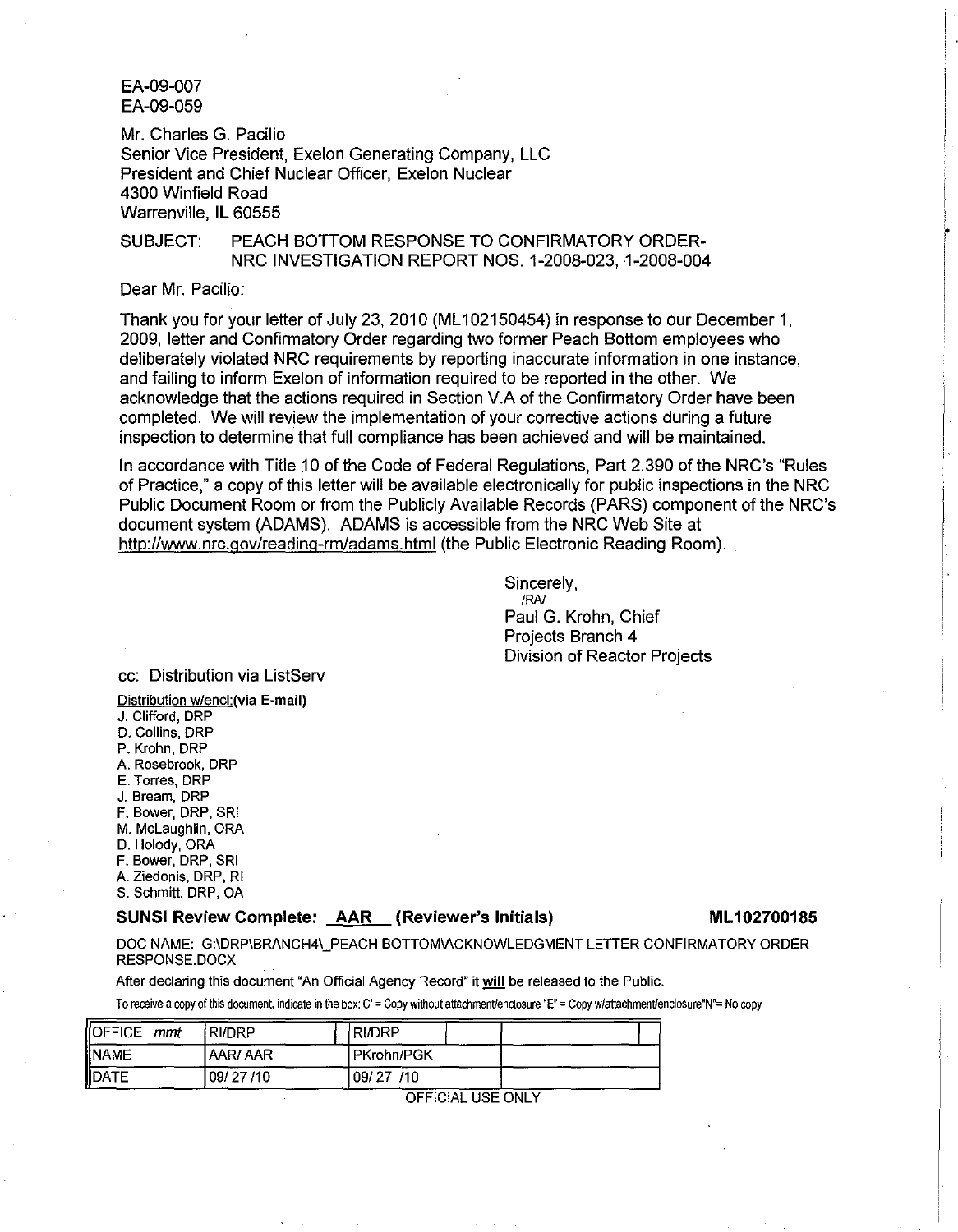EA-09-007
EA-09-059

Mr. Charles G. Pacilio
Senior Vice President, Exelon Generating Company, LLC
President and Chief Nuclear Officer, Exelon Nuclear
4300 Winfield Road
Warrenville, IL 60555

SUBJECT: PEACH BOTTOM RESPONSE TO CONFIRMATORY ORDER- NRC INVESTIGATION REPORT NOS. 1-2008-023, 1-2008-004

Dear Mr. Pacilio:

Thank you for your letter of July 23, 2010 (ML102150454) in response to our December 1, 2009, letter and Confirmatory Order regarding two former Peach Bottom employees who deliberately violated NRC requirements by reporting inaccurate information in one instance, and failing to inform Exelon of information required to be reported in the other. We acknowledge that the actions required in Section V.A of the Confirmatory Order have been completed. We will review the implementation of your corrective actions during a future inspection to determine that full compliance has been achieved and will be maintained.

In accordance with Title 10 of the Code of Federal Regulations, Part 2.390 of the NRC's "Rules of Practice," a copy of this letter will be available electronically for public inspections in the NRC Public Document Room or from the Publicly Available Records (PARS) component of the NRC's document system (ADAMS). ADAMS is accessible from the NRC Web Site at http://www.nrc.gov/reading-rm/adams.html (the Public Electronic Reading Room).

Sincerely,
/RA/
Paul G. Krohn, Chief
Projects Branch 4
Division of Reactor Projects

cc: Distribution via ListServ

Distribution w/encl:(via E-mail)
J. Clifford, DRP
D. Collins, DRP
P. Krohn, DRP
A. Rosebrook, DRP
E. Torres, DRP
J. Bream, DRP
F. Bower, DRP, SRI
M. McLaughlin, ORA
D. Holody, ORA
F. Bower, DRP, SRI
A. Ziedonis, DRP, RI
S. Schmitt, DRP, OA

**SUNSI Review Complete: AAR (Reviewer's Initials)** **ML102700185**

DOC NAME: G:\DRP\BRANCH4\_PEACH BOTTOM\ACKNOWLEDGMENT LETTER CONFIRMATORY ORDER RESPONSE.DOCX

After declaring this document "An Official Agency Record" it **will** be released to the Public.

To receive a copy of this document, indicate in the box:'C' = Copy without attachment/enclosure "E" = Copy w/attachment/enclosure"N"= No copy

| | | | | | | |
|---|---|---|---|---|---|---|
| OFFICE mmt | RI/DRP | | RI/DRP | | | |
| NAME | AAR/ AAR | | PKrohn/PGK | | | |
| DATE | 09/ 27 /10 | | 09/ 27 /10 | | | |

OFFICIAL USE ONLY